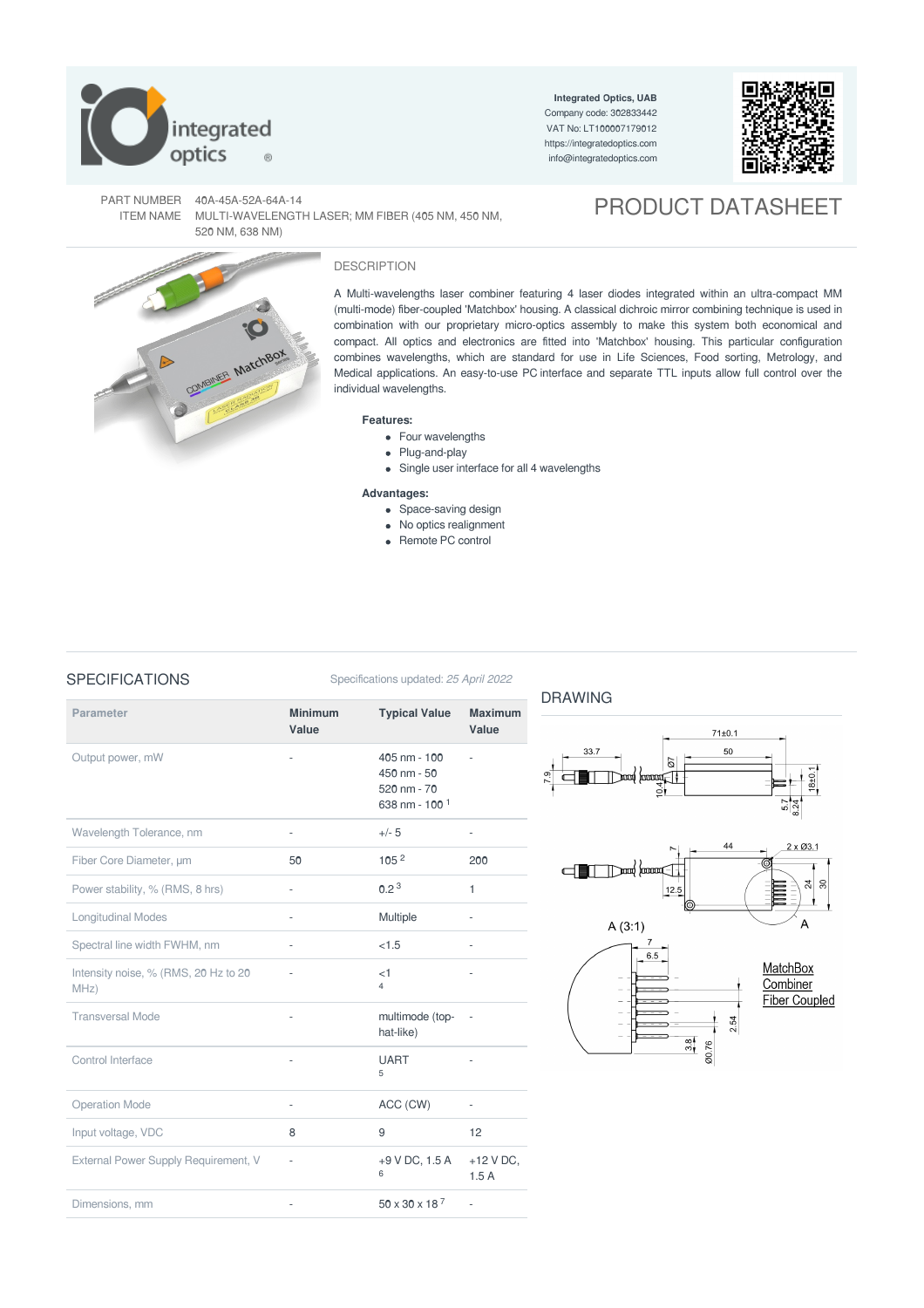**Integrated Optics, UAB**
Company code: 302833442
VAT No: LT100007179012
https://integratedoptics.com
info@integratedoptics.com

PART NUMBER 40A-45A-52A-64A-14
ITEM NAME MULTI-WAVELENGTH LASER; MM FIBER (405 NM, 450 NM, 520 NM, 638 NM)

# PRODUCT DATASHEET

## DESCRIPTION

A Multi-wavelengths laser combiner featuring 4 laser diodes integrated within an ultra-compact MM (multi-mode) fiber-coupled 'Matchbox' housing. A classical dichroic mirror combining technique is used in combination with our proprietary micro-optics assembly to make this system both economical and compact. All optics and electronics are fitted into 'Matchbox' housing. This particular configuration combines wavelengths, which are standard for use in Life Sciences, Food sorting, Metrology, and Medical applications. An easy-to-use PC interface and separate TTL inputs allow full control over the individual wavelengths.

**Features:**

- Four wavelengths
- Plug-and-play
- Single user interface for all 4 wavelengths

**Advantages:**

- Space-saving design
- No optics realignment
- Remote PC control

## SPECIFICATIONS

Specifications updated: *25 April 2022*

| Parameter | Minimum Value | Typical Value | Maximum Value |
|---|---|---|---|
| Output power, mW | - | 405 nm - 100<br>450 nm - 50<br>520 nm - 70<br>638 nm - 100 [1] | - |
| Wavelength Tolerance, nm | - | +/- 5 | - |
| Fiber Core Diameter, µm | 50 | 105 [2] | 200 |
| Power stability, % (RMS, 8 hrs) | - | 0.2 [3] | 1 |
| Longitudinal Modes | - | Multiple | - |
| Spectral line width FWHM, nm | - | <1.5 | - |
| Intensity noise, % (RMS, 20 Hz to 20 MHz) | - | <1 [4] | - |
| Transversal Mode | - | multimode (top-hat-like) | - |
| Control Interface | - | UART [5] | - |
| Operation Mode | - | ACC (CW) | - |
| Input voltage, VDC | 8 | 9 | 12 |
| External Power Supply Requirement, V | - | +9 V DC, 1.5 A [6] | +12 V DC, 1.5 A |
| Dimensions, mm | - | 50 x 30 x 18 [7] | - |

## DRAWING

MatchBox Combiner Fiber Coupled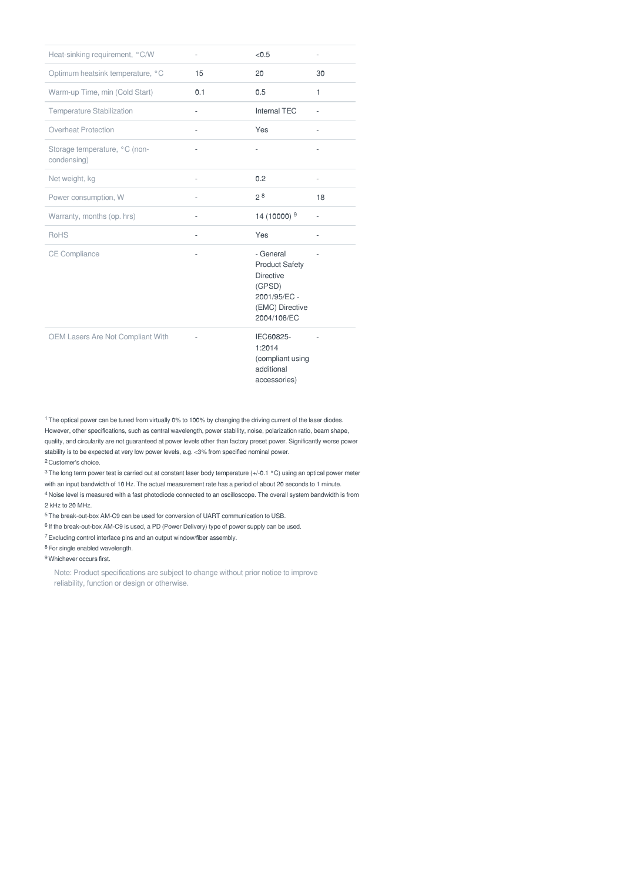| | | | |
|---|---|---|---|
| Heat-sinking requirement, °C/W | - | <0.5 | - |
| Optimum heatsink temperature, °C | 15 | 20 | 30 |
| Warm-up Time, min (Cold Start) | 0.1 | 0.5 | 1 |
| Temperature Stabilization | - | Internal TEC | - |
| Overheat Protection | - | Yes | - |
| Storage temperature, °C (non-condensing) | - | - | - |
| Net weight, kg | - | 0.2 | - |
| Power consumption, W | - | 2 [8] | 18 |
| Warranty, months (op. hrs) | - | 14 (10000) [9] | - |
| RoHS | - | Yes | - |
| CE Compliance | - | - General Product Safety Directive (GPSD) 2001/95/EC - (EMC) Directive 2004/108/EC | - |
| OEM Lasers Are Not Compliant With | - | IEC60825-1:2014 (compliant using additional accessories) | - |

[1] The optical power can be tuned from virtually 0% to 100% by changing the driving current of the laser diodes. However, other specifications, such as central wavelength, power stability, noise, polarization ratio, beam shape, quality, and circularity are not guaranteed at power levels other than factory preset power. Significantly worse power stability is to be expected at very low power levels, e.g. <3% from specified nominal power.

[2] Customer's choice.

[3] The long term power test is carried out at constant laser body temperature (+/-0.1 °C) using an optical power meter with an input bandwidth of 10 Hz. The actual measurement rate has a period of about 20 seconds to 1 minute.

[4] Noise level is measured with a fast photodiode connected to an oscilloscope. The overall system bandwidth is from 2 kHz to 20 MHz.

[5] The break-out-box AM-C9 can be used for conversion of UART communication to USB.

[6] If the break-out-box AM-C9 is used, a PD (Power Delivery) type of power supply can be used.

[7] Excluding control interface pins and an output window/fiber assembly.

[8] For single enabled wavelength.

[9] Whichever occurs first.

Note: Product specifications are subject to change without prior notice to improve reliability, function or design or otherwise.